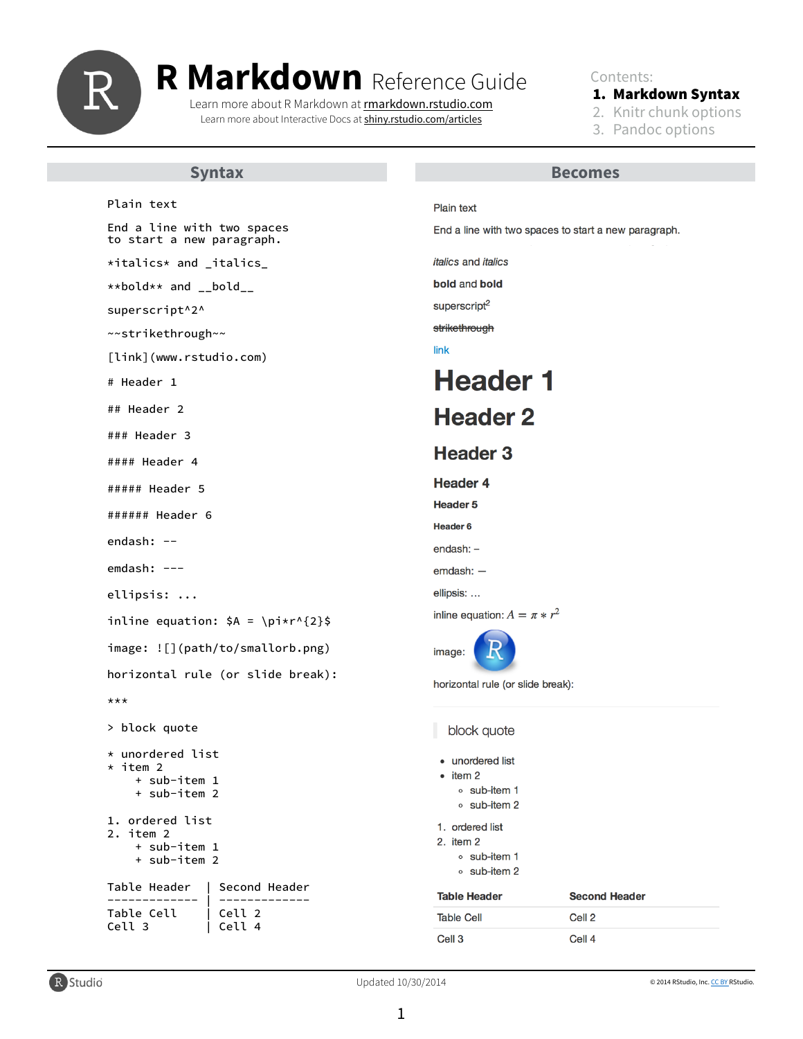# R Markdown Reference Guide

Learn more about R Markdown at rmarkdown.rstudio.com

Learn more about Interactive Docs at shiny.rstudio.com/articles

Contents:

1. **Markdown Syntax**
2. Knitr chunk options
3. Pandoc options

| Syntax | Becomes |
| --- | --- |
| `Plain text` | Plain text |
| `End a line with two spaces to start a new paragraph.` | End a line with two spaces to start a new paragraph. |
| `*italics* and _italics_` | *italics* and *italics* |
| `**bold** and __bold__` | **bold** and **bold** |
| `superscript^2^` | superscript$^2$ |
| `~~strikethrough~~` | ~~strikethrough~~ |
| `[link](www.rstudio.com)` | link |
| `# Header 1` | Header 1 |
| `## Header 2` | Header 2 |
| `### Header 3` | Header 3 |
| `#### Header 4` | Header 4 |
| `##### Header 5` | Header 5 |
| `###### Header 6` | Header 6 |
| `endash: --` | endash: – |
| `emdash: ---` | emdash: — |
| `ellipsis: ...` | ellipsis: … |
| `inline equation: $A = \pi*r^{2}$` | inline equation: $A = \pi * r^{2}$ |
| `image: ![](path/to/smallorb.png)` | image: (R logo) |
| `horizontal rule (or slide break):` `***` | horizontal rule (or slide break): |
| `> block quote` | block quote |

```
* unordered list
* item 2
    + sub-item 1
    + sub-item 2
```

Becomes:

- unordered list
- item 2
  - sub-item 1
  - sub-item 2

```
1. ordered list
2. item 2
    + sub-item 1
    + sub-item 2
```

Becomes:

1. ordered list
2. item 2
   - sub-item 1
   - sub-item 2

```
Table Header  | Second Header
------------- | -------------
Table Cell    | Cell 2
Cell 3        | Cell 4
```

Becomes:

| Table Header | Second Header |
| --- | --- |
| Table Cell | Cell 2 |
| Cell 3 | Cell 4 |

Updated 10/30/2014

© 2014 RStudio, Inc. CC BY RStudio.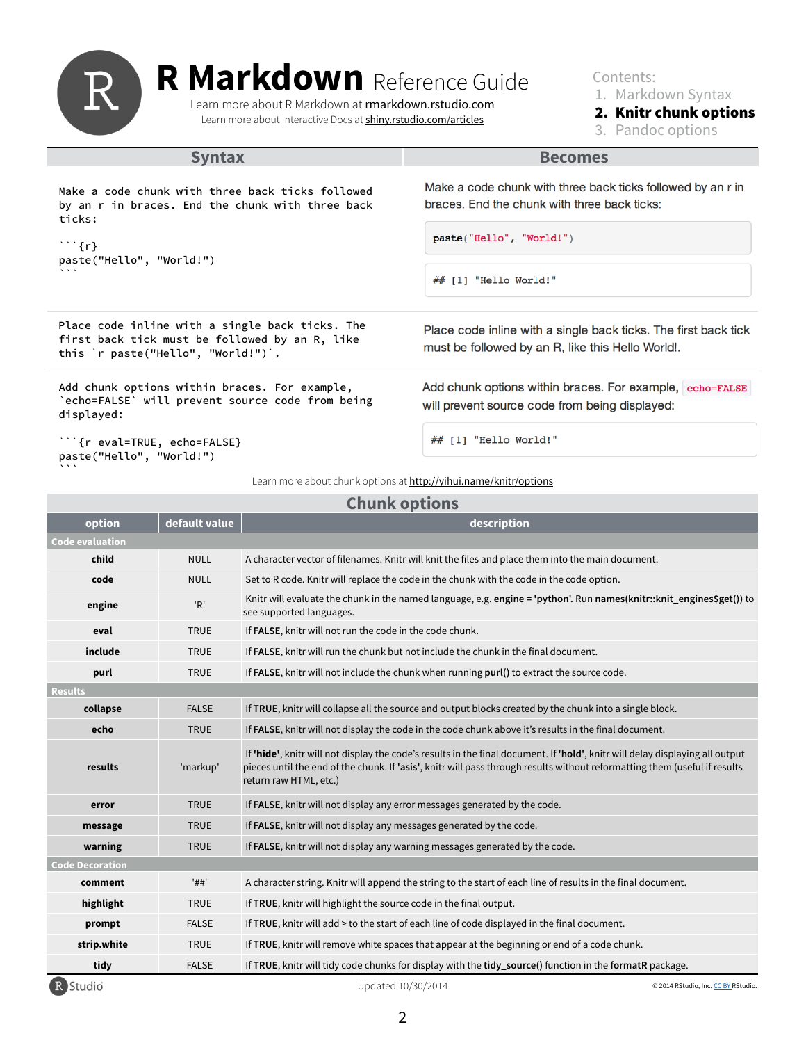# R Markdown Reference Guide

Learn more about R Markdown at rmarkdown.rstudio.com

Learn more about Interactive Docs at shiny.rstudio.com/articles

Contents:

1. Markdown Syntax
2. **Knitr chunk options**
3. Pandoc options

| Syntax | Becomes |
|---|---|
| Make a code chunk with three back ticks followed by an r in braces. End the chunk with three back ticks:<br><br>` ```{r}`<br>`paste("Hello", "World!")`<br>` ``` ` | Make a code chunk with three back ticks followed by an r in braces. End the chunk with three back ticks:<br><br>`paste("Hello", "World!")`<br><br>`## [1] "Hello World!"` |
| Place code inline with a single back ticks. The first back tick must be followed by an R, like this `` `r paste("Hello", "World!")` ``. | Place code inline with a single back ticks. The first back tick must be followed by an R, like this Hello World!. |
| Add chunk options within braces. For example, `` `echo=FALSE` `` will prevent source code from being displayed:<br><br>` ```{r eval=TRUE, echo=FALSE}`<br>`paste("Hello", "World!")`<br>` ``` ` | Add chunk options within braces. For example, `echo=FALSE` will prevent source code from being displayed:<br><br>`## [1] "Hello World!"` |

Learn more about chunk options at http://yihui.name/knitr/options

## Chunk options

| option | default value | description |
|---|---|---|
| **Code evaluation** | | |
| **child** | NULL | A character vector of filenames. Knitr will knit the files and place them into the main document. |
| **code** | NULL | Set to R code. Knitr will replace the code in the chunk with the code in the code option. |
| **engine** | 'R' | Knitr will evaluate the chunk in the named language, e.g. **engine = 'python'**. Run **names(knitr::knit_engines$get())** to see supported languages. |
| **eval** | TRUE | If **FALSE**, knitr will not run the code in the code chunk. |
| **include** | TRUE | If **FALSE**, knitr will run the chunk but not include the chunk in the final document. |
| **purl** | TRUE | If **FALSE**, knitr will not include the chunk when running **purl()** to extract the source code. |
| **Results** | | |
| **collapse** | FALSE | If **TRUE**, knitr will collapse all the source and output blocks created by the chunk into a single block. |
| **echo** | TRUE | If **FALSE**, knitr will not display the code in the code chunk above it's results in the final document. |
| **results** | 'markup' | If **'hide'**, knitr will not display the code's results in the final document. If **'hold'**, knitr will delay displaying all output pieces until the end of the chunk. If **'asis'**, knitr will pass through results without reformatting them (useful if results return raw HTML, etc.) |
| **error** | TRUE | If **FALSE**, knitr will not display any error messages generated by the code. |
| **message** | TRUE | If **FALSE**, knitr will not display any messages generated by the code. |
| **warning** | TRUE | If **FALSE**, knitr will not display any warning messages generated by the code. |
| **Code Decoration** | | |
| **comment** | '##' | A character string. Knitr will append the string to the start of each line of results in the final document. |
| **highlight** | TRUE | If **TRUE**, knitr will highlight the source code in the final output. |
| **prompt** | FALSE | If **TRUE**, knitr will add > to the start of each line of code displayed in the final document. |
| **strip.white** | TRUE | If **TRUE**, knitr will remove white spaces that appear at the beginning or end of a code chunk. |
| **tidy** | FALSE | If **TRUE**, knitr will tidy code chunks for display with the **tidy_source()** function in the **formatR** package. |

Updated 10/30/2014

© 2014 RStudio, Inc. CC BY RStudio.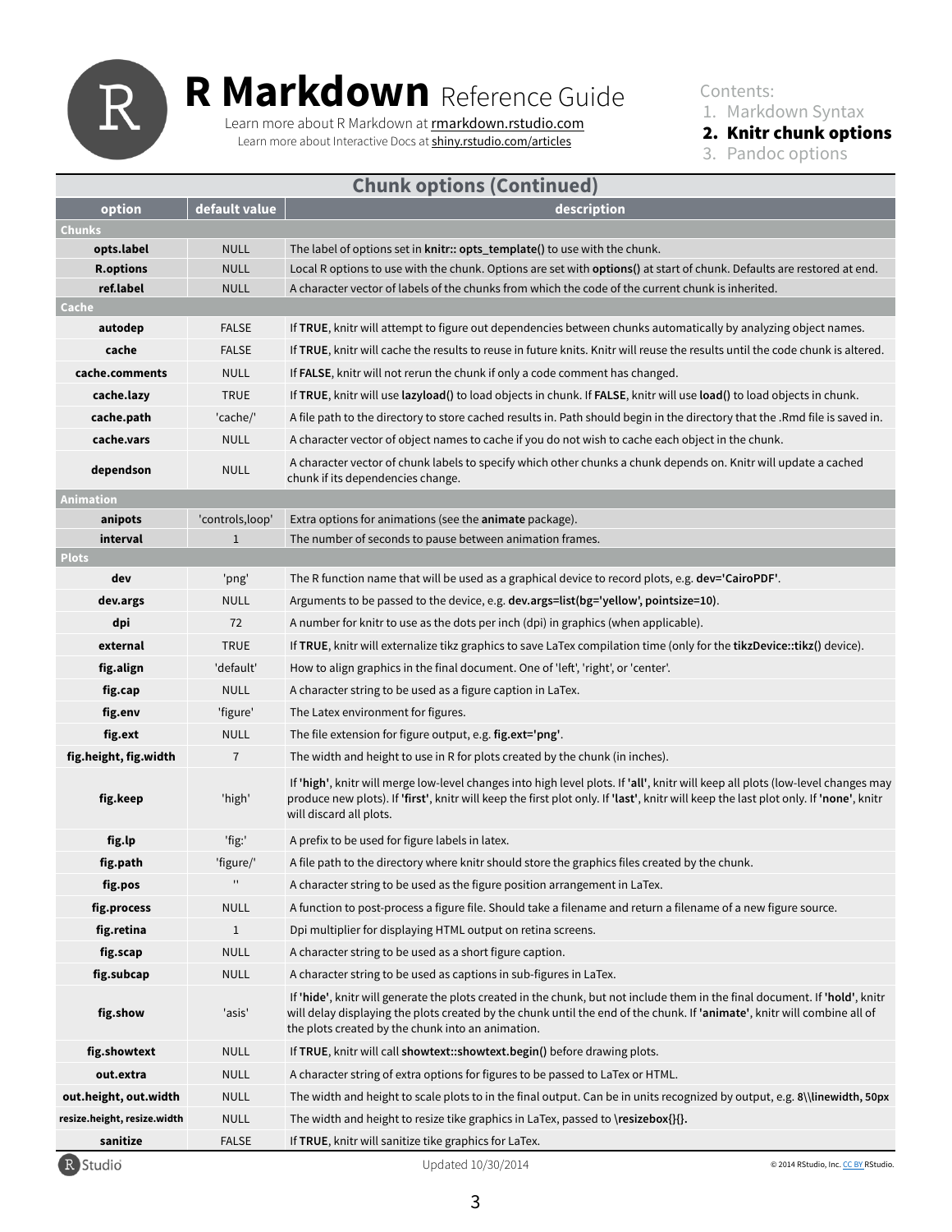# **R Markdown** Reference Guide

Learn more about R Markdown at rmarkdown.rstudio.com
Learn more about Interactive Docs at shiny.rstudio.com/articles

Contents:
1. Markdown Syntax
2. **Knitr chunk options**
3. Pandoc options

## Chunk options (Continued)

| option | default value | description |
|---|---|---|
| **Chunks** | | |
| **opts.label** | NULL | The label of options set in **knitr:: opts_template()** to use with the chunk. |
| **R.options** | NULL | Local R options to use with the chunk. Options are set with **options()** at start of chunk. Defaults are restored at end. |
| **ref.label** | NULL | A character vector of labels of the chunks from which the code of the current chunk is inherited. |
| **Cache** | | |
| **autodep** | FALSE | If **TRUE**, knitr will attempt to figure out dependencies between chunks automatically by analyzing object names. |
| **cache** | FALSE | If **TRUE**, knitr will cache the results to reuse in future knits. Knitr will reuse the results until the code chunk is altered. |
| **cache.comments** | NULL | If **FALSE**, knitr will not rerun the chunk if only a code comment has changed. |
| **cache.lazy** | TRUE | If **TRUE**, knitr will use **lazyload()** to load objects in chunk. If **FALSE**, knitr will use **load()** to load objects in chunk. |
| **cache.path** | 'cache/' | A file path to the directory to store cached results in. Path should begin in the directory that the .Rmd file is saved in. |
| **cache.vars** | NULL | A character vector of object names to cache if you do not wish to cache each object in the chunk. |
| **dependson** | NULL | A character vector of chunk labels to specify which other chunks a chunk depends on. Knitr will update a cached chunk if its dependencies change. |
| **Animation** | | |
| **anipots** | 'controls,loop' | Extra options for animations (see the **animate** package). |
| **interval** | 1 | The number of seconds to pause between animation frames. |
| **Plots** | | |
| **dev** | 'png' | The R function name that will be used as a graphical device to record plots, e.g. **dev='CairoPDF'**. |
| **dev.args** | NULL | Arguments to be passed to the device, e.g. **dev.args=list(bg='yellow', pointsize=10)**. |
| **dpi** | 72 | A number for knitr to use as the dots per inch (dpi) in graphics (when applicable). |
| **external** | TRUE | If **TRUE**, knitr will externalize tikz graphics to save LaTex compilation time (only for the **tikzDevice::tikz()** device). |
| **fig.align** | 'default' | How to align graphics in the final document. One of 'left', 'right', or 'center'. |
| **fig.cap** | NULL | A character string to be used as a figure caption in LaTex. |
| **fig.env** | 'figure' | The Latex environment for figures. |
| **fig.ext** | NULL | The file extension for figure output, e.g. **fig.ext='png'**. |
| **fig.height, fig.width** | 7 | The width and height to use in R for plots created by the chunk (in inches). |
| **fig.keep** | 'high' | If **'high'**, knitr will merge low-level changes into high level plots. If **'all'**, knitr will keep all plots (low-level changes may produce new plots). If **'first'**, knitr will keep the first plot only. If **'last'**, knitr will keep the last plot only. If **'none'**, knitr will discard all plots. |
| **fig.lp** | 'fig:' | A prefix to be used for figure labels in latex. |
| **fig.path** | 'figure/' | A file path to the directory where knitr should store the graphics files created by the chunk. |
| **fig.pos** | '' | A character string to be used as the figure position arrangement in LaTex. |
| **fig.process** | NULL | A function to post-process a figure file. Should take a filename and return a filename of a new figure source. |
| **fig.retina** | 1 | Dpi multiplier for displaying HTML output on retina screens. |
| **fig.scap** | NULL | A character string to be used as a short figure caption. |
| **fig.subcap** | NULL | A character string to be used as captions in sub-figures in LaTex. |
| **fig.show** | 'asis' | If **'hide'**, knitr will generate the plots created in the chunk, but not include them in the final document. If **'hold'**, knitr will delay displaying the plots created by the chunk until the end of the chunk. If **'animate'**, knitr will combine all of the plots created by the chunk into an animation. |
| **fig.showtext** | NULL | If **TRUE**, knitr will call **showtext::showtext.begin()** before drawing plots. |
| **out.extra** | NULL | A character string of extra options for figures to be passed to LaTex or HTML. |
| **out.height, out.width** | NULL | The width and height to scale plots to in the final output. Can be in units recognized by output, e.g. **8\\linewidth, 50px** |
| **resize.height, resize.width** | NULL | The width and height to resize tike graphics in LaTex, passed to **\resizebox{}{}**. |
| **sanitize** | FALSE | If **TRUE**, knitr will sanitize tike graphics for LaTex. |

Updated 10/30/2014

© 2014 RStudio, Inc. CC BY RStudio.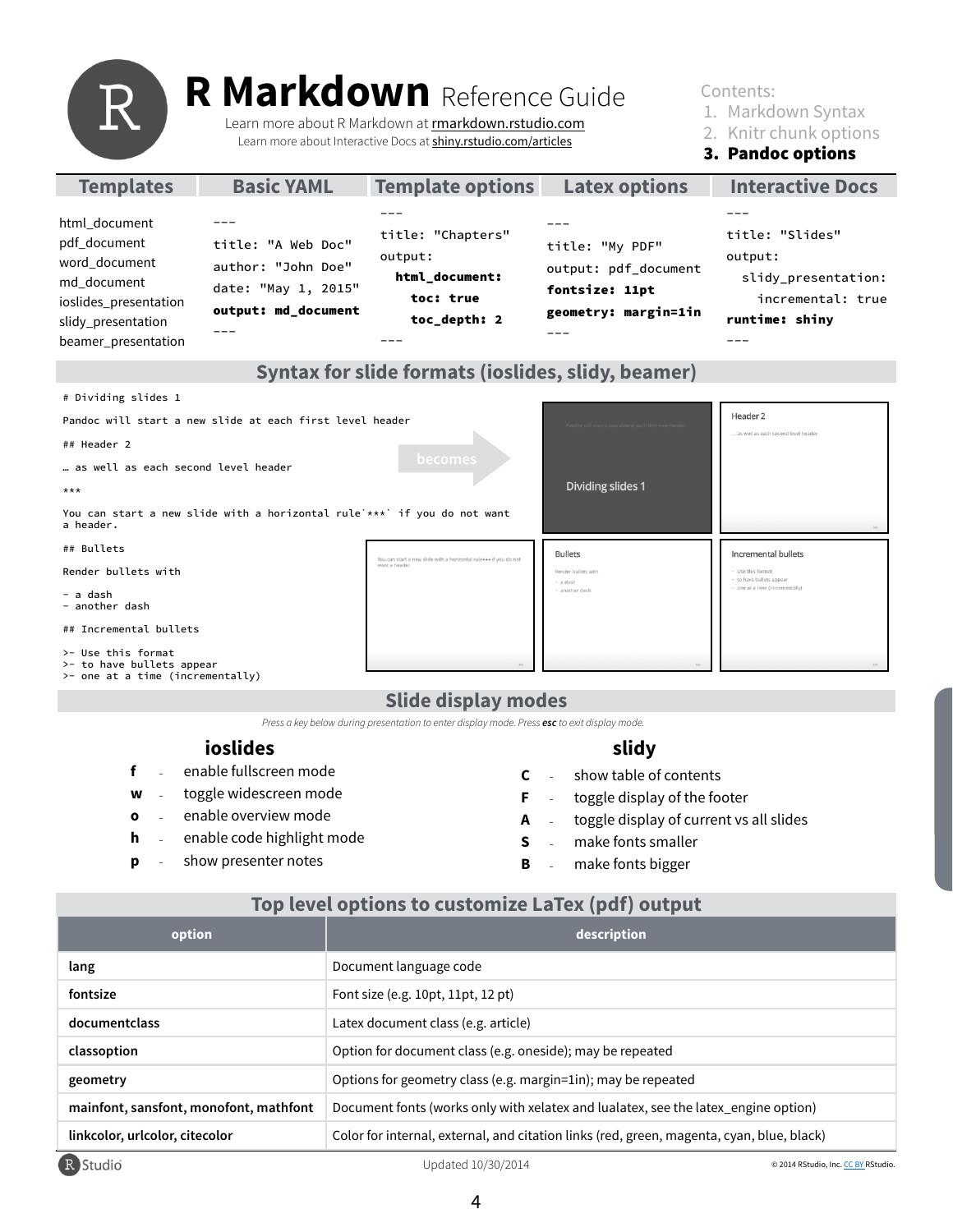# R Markdown Reference Guide

Learn more about R Markdown at rmarkdown.rstudio.com

Learn more about Interactive Docs at shiny.rstudio.com/articles

Contents:

1. Markdown Syntax
2. Knitr chunk options
3. **Pandoc options**

## Templates

html_document
pdf_document
word_document
md_document
ioslides_presentation
slidy_presentation
beamer_presentation

## Basic YAML

```
---
title: "A Web Doc"
author: "John Doe"
date: "May 1, 2015"
output: md_document
---
```

## Template options

```
---
title: "Chapters"
output:
  html_document:
    toc: true
    toc_depth: 2
---
```

## Latex options

```
---
title: "My PDF"
output: pdf_document
fontsize: 11pt
geometry: margin=1in
---
```

## Interactive Docs

```
---
title: "Slides"
output:
  slidy_presentation:
    incremental: true
runtime: shiny
---
```

## Syntax for slide formats (ioslides, slidy, beamer)

```
# Dividing slides 1

Pandoc will start a new slide at each first level header

## Header 2

… as well as each second level header

***

You can start a new slide with a horizontal rule`***` if you do not want
a header.

## Bullets

Render bullets with

- a dash
- another dash

## Incremental bullets

>- Use this format
>- to have bullets appear
>- one at a time (incrementally)
```

becomes

## Slide display modes

*Press a key below during presentation to enter display mode. Press **esc** to exit display mode.*

### ioslides

- **f** - enable fullscreen mode
- **w** - toggle widescreen mode
- **o** - enable overview mode
- **h** - enable code highlight mode
- **p** - show presenter notes

### slidy

- **C** - show table of contents
- **F** - toggle display of the footer
- **A** - toggle display of current vs all slides
- **S** - make fonts smaller
- **B** - make fonts bigger

## Top level options to customize LaTex (pdf) output

| option | description |
| --- | --- |
| **lang** | Document language code |
| **fontsize** | Font size (e.g. 10pt, 11pt, 12 pt) |
| **documentclass** | Latex document class (e.g. article) |
| **classoption** | Option for document class (e.g. oneside); may be repeated |
| **geometry** | Options for geometry class (e.g. margin=1in); may be repeated |
| **mainfont, sansfont, monofont, mathfont** | Document fonts (works only with xelatex and lualatex, see the latex_engine option) |
| **linkcolor, urlcolor, citecolor** | Color for internal, external, and citation links (red, green, magenta, cyan, blue, black) |

Updated 10/30/2014

© 2014 RStudio, Inc. CC BY RStudio.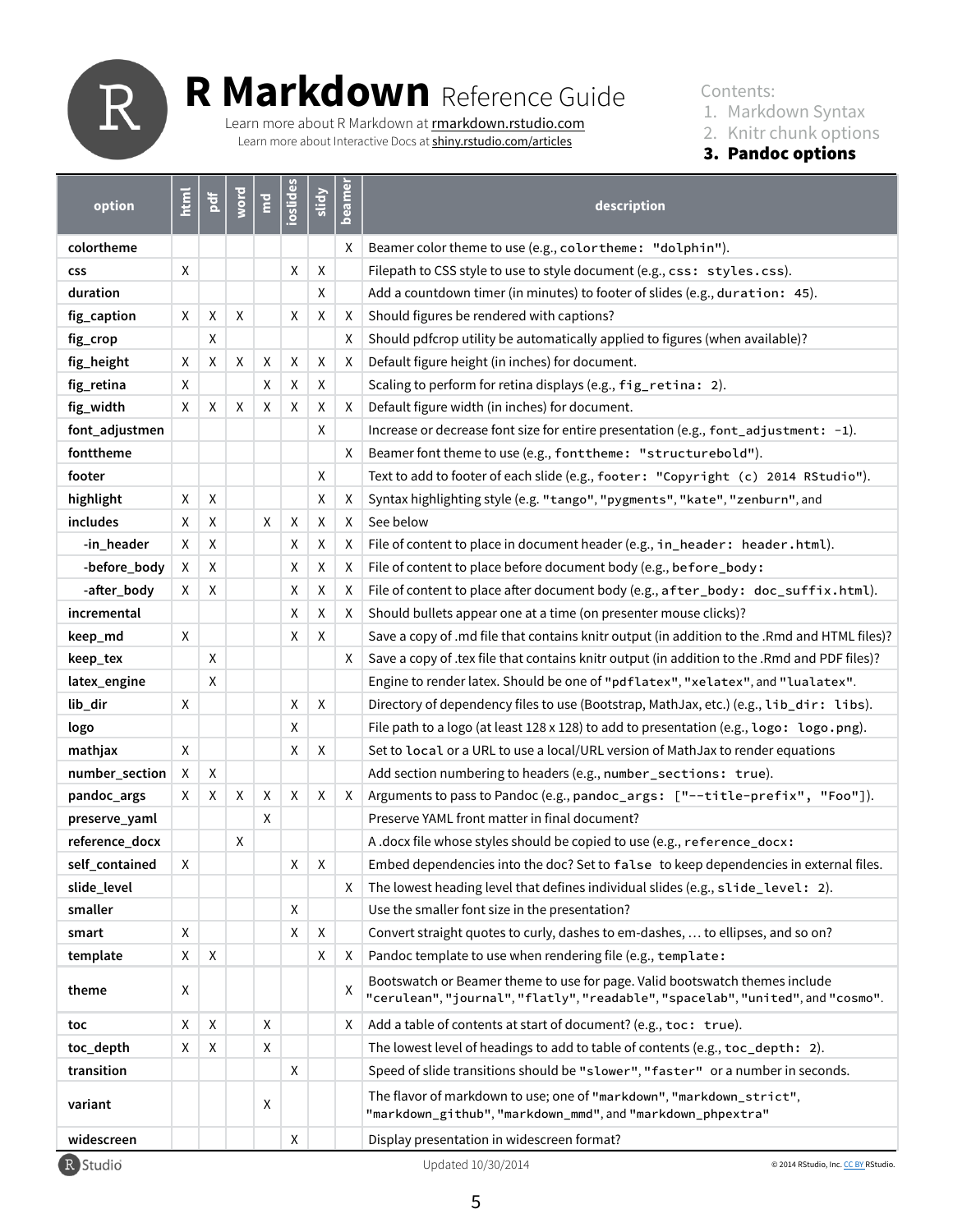# R Markdown Reference Guide

Learn more about R Markdown at rmarkdown.rstudio.com

Learn more about Interactive Docs at shiny.rstudio.com/articles

Contents:

1. Markdown Syntax
2. Knitr chunk options
3. **Pandoc options**

| option | html | pdf | word | md | ioslides | slidy | beamer | description |
|---|---|---|---|---|---|---|---|---|
| **colortheme** | | | | | | | X | Beamer color theme to use (e.g., `colortheme: "dolphin"`). |
| **css** | X | | | | X | X | | Filepath to CSS style to use to style document (e.g., `css: styles.css`). |
| **duration** | | | | | | X | | Add a countdown timer (in minutes) to footer of slides (e.g., `duration: 45`). |
| **fig_caption** | X | X | X | | X | X | X | Should figures be rendered with captions? |
| **fig_crop** | | X | | | | | X | Should pdfcrop utility be automatically applied to figures (when available)? |
| **fig_height** | X | X | X | X | X | X | X | Default figure height (in inches) for document. |
| **fig_retina** | X | | | X | X | X | | Scaling to perform for retina displays (e.g., `fig_retina: 2`). |
| **fig_width** | X | X | X | X | X | X | X | Default figure width (in inches) for document. |
| **font_adjustmen** | | | | | | X | | Increase or decrease font size for entire presentation (e.g., `font_adjustment: -1`). |
| **fonttheme** | | | | | | | X | Beamer font theme to use (e.g., `fonttheme: "structurebold"`). |
| **footer** | | | | | | X | | Text to add to footer of each slide (e.g., `footer: "Copyright (c) 2014 RStudio"`). |
| **highlight** | X | X | | | | X | X | Syntax highlighting style (e.g. `"tango"`, `"pygments"`, `"kate"`, `"zenburn"`, and |
| **includes** | X | X | | X | X | X | X | See below |
| **-in_header** | X | X | | | X | X | X | File of content to place in document header (e.g., `in_header: header.html`). |
| **-before_body** | X | X | | | X | X | X | File of content to place before document body (e.g., `before_body:` |
| **-after_body** | X | X | | | X | X | X | File of content to place after document body (e.g., `after_body: doc_suffix.html`). |
| **incremental** | | | | | X | X | X | Should bullets appear one at a time (on presenter mouse clicks)? |
| **keep_md** | X | | | | X | X | | Save a copy of .md file that contains knitr output (in addition to the .Rmd and HTML files)? |
| **keep_tex** | | X | | | | | X | Save a copy of .tex file that contains knitr output (in addition to the .Rmd and PDF files)? |
| **latex_engine** | | X | | | | | | Engine to render latex. Should be one of `"pdflatex"`, `"xelatex"`, and `"lualatex"`. |
| **lib_dir** | X | | | | X | X | | Directory of dependency files to use (Bootstrap, MathJax, etc.) (e.g., `lib_dir: libs`). |
| **logo** | | | | | X | | | File path to a logo (at least 128 x 128) to add to presentation (e.g., `logo: logo.png`). |
| **mathjax** | X | | | | X | X | | Set to `local` or a URL to use a local/URL version of MathJax to render equations |
| **number_section** | X | X | | | | | | Add section numbering to headers (e.g., `number_sections: true`). |
| **pandoc_args** | X | X | X | X | X | X | X | Arguments to pass to Pandoc (e.g., `pandoc_args: ["--title-prefix", "Foo"]`). |
| **preserve_yaml** | | | | X | | | | Preserve YAML front matter in final document? |
| **reference_docx** | | | X | | | | | A .docx file whose styles should be copied to use (e.g., `reference_docx:` |
| **self_contained** | X | | | | X | X | | Embed dependencies into the doc? Set to `false` to keep dependencies in external files. |
| **slide_level** | | | | | | | X | The lowest heading level that defines individual slides (e.g., `slide_level: 2`). |
| **smaller** | | | | | X | | | Use the smaller font size in the presentation? |
| **smart** | X | | | | X | X | | Convert straight quotes to curly, dashes to em-dashes, … to ellipses, and so on? |
| **template** | X | X | | | | X | X | Pandoc template to use when rendering file (e.g., `template:` |
| **theme** | X | | | | | | X | Bootswatch or Beamer theme to use for page. Valid bootswatch themes include `"cerulean"`, `"journal"`, `"flatly"`, `"readable"`, `"spacelab"`, `"united"`, and `"cosmo"`. |
| **toc** | X | X | | X | | | X | Add a table of contents at start of document? (e.g., `toc: true`). |
| **toc_depth** | X | X | | X | | | | The lowest level of headings to add to table of contents (e.g., `toc_depth: 2`). |
| **transition** | | | | | X | | | Speed of slide transitions should be `"slower"`, `"faster"` or a number in seconds. |
| **variant** | | | | X | | | | The flavor of markdown to use; one of `"markdown"`, `"markdown_strict"`, `"markdown_github"`, `"markdown_mmd"`, and `"markdown_phpextra"` |
| **widescreen** | | | | | X | | | Display presentation in widescreen format? |

Updated 10/30/2014

© 2014 RStudio, Inc. CC BY RStudio.